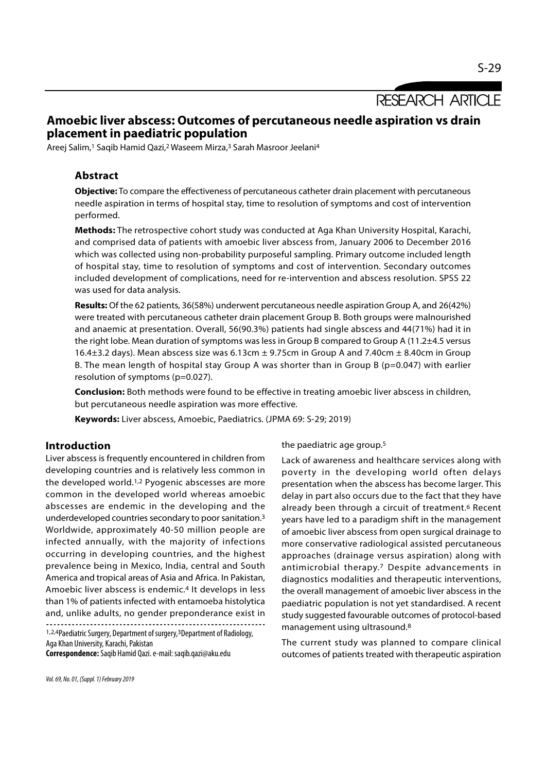RESEARCH ARTICLE

# Amoebic liver abscess: Outcomes of percutaneous needle aspiration vs drain placement in paediatric population

Areej Salim,[1] Saqib Hamid Qazi,[2] Waseem Mirza,[3] Sarah Masroor Jeelani[4]

## Abstract

**Objective:** To compare the effectiveness of percutaneous catheter drain placement with percutaneous needle aspiration in terms of hospital stay, time to resolution of symptoms and cost of intervention performed.

**Methods:** The retrospective cohort study was conducted at Aga Khan University Hospital, Karachi, and comprised data of patients with amoebic liver abscess from, January 2006 to December 2016 which was collected using non-probability purposeful sampling. Primary outcome included length of hospital stay, time to resolution of symptoms and cost of intervention. Secondary outcomes included development of complications, need for re-intervention and abscess resolution. SPSS 22 was used for data analysis.

**Results:** Of the 62 patients, 36(58%) underwent percutaneous needle aspiration Group A, and 26(42%) were treated with percutaneous catheter drain placement Group B. Both groups were malnourished and anaemic at presentation. Overall, 56(90.3%) patients had single abscess and 44(71%) had it in the right lobe. Mean duration of symptoms was less in Group B compared to Group A (11.2±4.5 versus 16.4±3.2 days). Mean abscess size was 6.13cm ± 9.75cm in Group A and 7.40cm ± 8.40cm in Group B. The mean length of hospital stay Group A was shorter than in Group B (p=0.047) with earlier resolution of symptoms (p=0.027).

**Conclusion:** Both methods were found to be effective in treating amoebic liver abscess in children, but percutaneous needle aspiration was more effective.

**Keywords:** Liver abscess, Amoebic, Paediatrics. (JPMA 69: S-29; 2019)

## Introduction

Liver abscess is frequently encountered in children from developing countries and is relatively less common in the developed world.[1,2] Pyogenic abscesses are more common in the developed world whereas amoebic abscesses are endemic in the developing and the underdeveloped countries secondary to poor sanitation.[3] Worldwide, approximately 40-50 million people are infected annually, with the majority of infections occurring in developing countries, and the highest prevalence being in Mexico, India, central and South America and tropical areas of Asia and Africa. In Pakistan, Amoebic liver abscess is endemic.[4] It develops in less than 1% of patients infected with entamoeba histolytica and, unlike adults, no gender preponderance exist in the paediatric age group.[5]

Lack of awareness and healthcare services along with poverty in the developing world often delays presentation when the abscess has become larger. This delay in part also occurs due to the fact that they have already been through a circuit of treatment.[6] Recent years have led to a paradigm shift in the management of amoebic liver abscess from open surgical drainage to more conservative radiological assisted percutaneous approaches (drainage versus aspiration) along with antimicrobial therapy.[7] Despite advancements in diagnostics modalities and therapeutic interventions, the overall management of amoebic liver abscess in the paediatric population is not yet standardised. A recent study suggested favourable outcomes of protocol-based management using ultrasound.[8]

The current study was planned to compare clinical outcomes of patients treated with therapeutic aspiration

---

[1,2,4]Paediatric Surgery, Department of surgery, [3]Department of Radiology, Aga Khan University, Karachi, Pakistan

**Correspondence:** Saqib Hamid Qazi. e-mail: saqib.qazi@aku.edu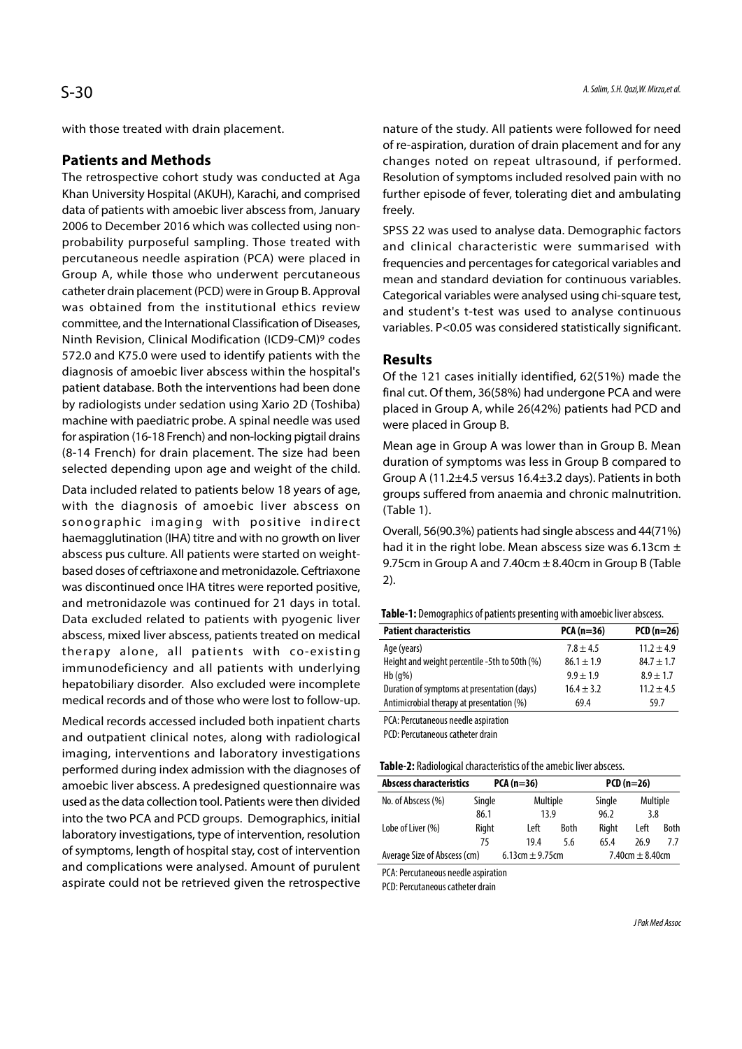with those treated with drain placement.

## Patients and Methods

The retrospective cohort study was conducted at Aga Khan University Hospital (AKUH), Karachi, and comprised data of patients with amoebic liver abscess from, January 2006 to December 2016 which was collected using non-probability purposeful sampling. Those treated with percutaneous needle aspiration (PCA) were placed in Group A, while those who underwent percutaneous catheter drain placement (PCD) were in Group B. Approval was obtained from the institutional ethics review committee, and the International Classification of Diseases, Ninth Revision, Clinical Modification (ICD9-CM)[9] codes 572.0 and K75.0 were used to identify patients with the diagnosis of amoebic liver abscess within the hospital's patient database. Both the interventions had been done by radiologists under sedation using Xario 2D (Toshiba) machine with paediatric probe. A spinal needle was used for aspiration (16-18 French) and non-locking pigtail drains (8-14 French) for drain placement. The size had been selected depending upon age and weight of the child.

Data included related to patients below 18 years of age, with the diagnosis of amoebic liver abscess on sonographic imaging with positive indirect haemagglutination (IHA) titre and with no growth on liver abscess pus culture. All patients were started on weight-based doses of ceftriaxone and metronidazole. Ceftriaxone was discontinued once IHA titres were reported positive, and metronidazole was continued for 21 days in total. Data excluded related to patients with pyogenic liver abscess, mixed liver abscess, patients treated on medical therapy alone, all patients with co-existing immunodeficiency and all patients with underlying hepatobiliary disorder. Also excluded were incomplete medical records and of those who were lost to follow-up.

Medical records accessed included both inpatient charts and outpatient clinical notes, along with radiological imaging, interventions and laboratory investigations performed during index admission with the diagnoses of amoebic liver abscess. A predesigned questionnaire was used as the data collection tool. Patients were then divided into the two PCA and PCD groups. Demographics, initial laboratory investigations, type of intervention, resolution of symptoms, length of hospital stay, cost of intervention and complications were analysed. Amount of purulent aspirate could not be retrieved given the retrospective nature of the study. All patients were followed for need of re-aspiration, duration of drain placement and for any changes noted on repeat ultrasound, if performed. Resolution of symptoms included resolved pain with no further episode of fever, tolerating diet and ambulating freely.

SPSS 22 was used to analyse data. Demographic factors and clinical characteristic were summarised with frequencies and percentages for categorical variables and mean and standard deviation for continuous variables. Categorical variables were analysed using chi-square test, and student's t-test was used to analyse continuous variables. P<0.05 was considered statistically significant.

## Results

Of the 121 cases initially identified, 62(51%) made the final cut. Of them, 36(58%) had undergone PCA and were placed in Group A, while 26(42%) patients had PCD and were placed in Group B.

Mean age in Group A was lower than in Group B. Mean duration of symptoms was less in Group B compared to Group A (11.2±4.5 versus 16.4±3.2 days). Patients in both groups suffered from anaemia and chronic malnutrition. (Table 1).

Overall, 56(90.3%) patients had single abscess and 44(71%) had it in the right lobe. Mean abscess size was 6.13cm ± 9.75cm in Group A and 7.40cm ± 8.40cm in Group B (Table 2).

**Table-1:** Demographics of patients presenting with amoebic liver abscess.

| Patient characteristics | PCA (n=36) | PCD (n=26) |
|---|---|---|
| Age (years) | 7.8 ± 4.5 | 11.2 ± 4.9 |
| Height and weight percentile -5th to 50th (%) | 86.1 ± 1.9 | 84.7 ± 1.7 |
| Hb (g%) | 9.9 ± 1.9 | 8.9 ± 1.7 |
| Duration of symptoms at presentation (days) | 16.4 ± 3.2 | 11.2 ± 4.5 |
| Antimicrobial therapy at presentation (%) | 69.4 | 59.7 |

PCA: Percutaneous needle aspiration
PCD: Percutaneous catheter drain

**Table-2:** Radiological characteristics of the amebic liver abscess.

| Abscess characteristics | PCA (n=36) | | | PCD (n=26) | | |
|---|---|---|---|---|---|---|
| No. of Abscess (%) | Single | Multiple | | Single | Multiple | |
| | 86.1 | 13.9 | | 96.2 | 3.8 | |
| Lobe of Liver (%) | Right | Left | Both | Right | Left | Both |
| | 75 | 19.4 | 5.6 | 65.4 | 26.9 | 7.7 |
| Average Size of Abscess (cm) | 6.13cm ± 9.75cm | | | 7.40cm ± 8.40cm | | |

PCA: Percutaneous needle aspiration
PCD: Percutaneous catheter drain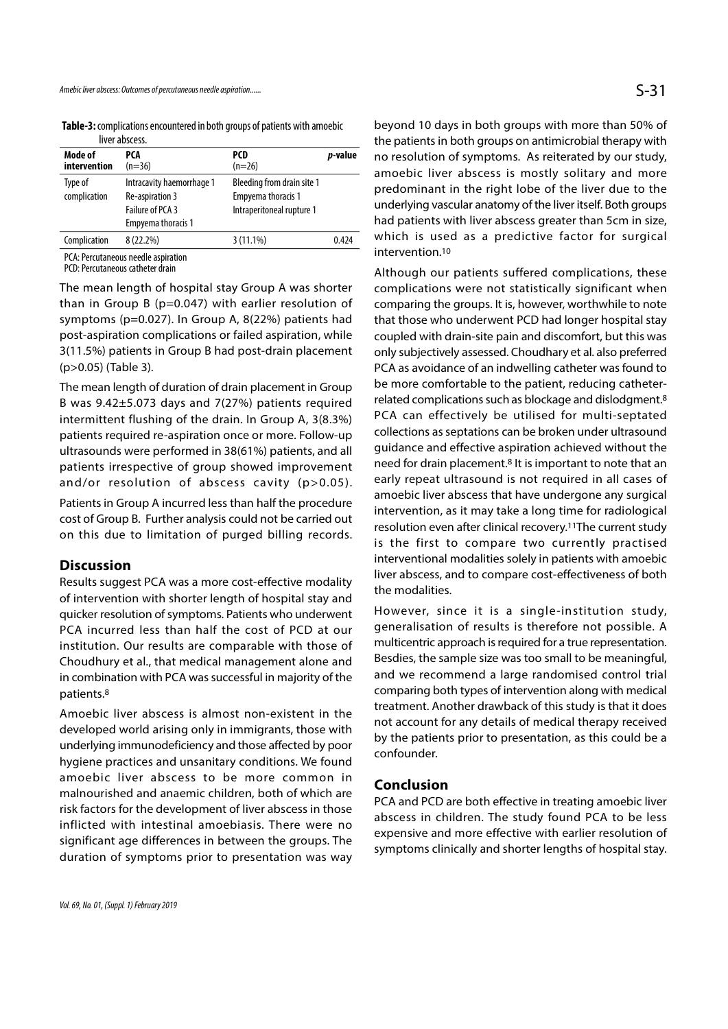**Table-3:** complications encountered in both groups of patients with amoebic liver abscess.

| Mode of intervention | PCA (n=36) | PCD (n=26) | *p*-value |
|---|---|---|---|
| Type of complication | Intracavity haemorrhage 1<br>Re-aspiration 3<br>Failure of PCA 3<br>Empyema thoracis 1 | Bleeding from drain site 1<br>Empyema thoracis 1<br>Intraperitoneal rupture 1 | |
| Complication | 8 (22.2%) | 3 (11.1%) | 0.424 |

PCA: Percutaneous needle aspiration
PCD: Percutaneous catheter drain

The mean length of hospital stay Group A was shorter than in Group B (p=0.047) with earlier resolution of symptoms (p=0.027). In Group A, 8(22%) patients had post-aspiration complications or failed aspiration, while 3(11.5%) patients in Group B had post-drain placement (p>0.05) (Table 3).

The mean length of duration of drain placement in Group B was 9.42±5.073 days and 7(27%) patients required intermittent flushing of the drain. In Group A, 3(8.3%) patients required re-aspiration once or more. Follow-up ultrasounds were performed in 38(61%) patients, and all patients irrespective of group showed improvement and/or resolution of abscess cavity (p>0.05).

Patients in Group A incurred less than half the procedure cost of Group B. Further analysis could not be carried out on this due to limitation of purged billing records.

## Discussion

Results suggest PCA was a more cost-effective modality of intervention with shorter length of hospital stay and quicker resolution of symptoms. Patients who underwent PCA incurred less than half the cost of PCD at our institution. Our results are comparable with those of Choudhury et al., that medical management alone and in combination with PCA was successful in majority of the patients.[8]

Amoebic liver abscess is almost non-existent in the developed world arising only in immigrants, those with underlying immunodeficiency and those affected by poor hygiene practices and unsanitary conditions. We found amoebic liver abscess to be more common in malnourished and anaemic children, both of which are risk factors for the development of liver abscess in those inflicted with intestinal amoebiasis. There were no significant age differences in between the groups. The duration of symptoms prior to presentation was way beyond 10 days in both groups with more than 50% of the patients in both groups on antimicrobial therapy with no resolution of symptoms. As reiterated by our study, amoebic liver abscess is mostly solitary and more predominant in the right lobe of the liver due to the underlying vascular anatomy of the liver itself. Both groups had patients with liver abscess greater than 5cm in size, which is used as a predictive factor for surgical intervention.[10]

Although our patients suffered complications, these complications were not statistically significant when comparing the groups. It is, however, worthwhile to note that those who underwent PCD had longer hospital stay coupled with drain-site pain and discomfort, but this was only subjectively assessed. Choudhary et al. also preferred PCA as avoidance of an indwelling catheter was found to be more comfortable to the patient, reducing catheter-related complications such as blockage and dislodgment.[8] PCA can effectively be utilised for multi-septated collections as septations can be broken under ultrasound guidance and effective aspiration achieved without the need for drain placement.[8] It is important to note that an early repeat ultrasound is not required in all cases of amoebic liver abscess that have undergone any surgical intervention, as it may take a long time for radiological resolution even after clinical recovery.[11] The current study is the first to compare two currently practised interventional modalities solely in patients with amoebic liver abscess, and to compare cost-effectiveness of both the modalities.

However, since it is a single-institution study, generalisation of results is therefore not possible. A multicentric approach is required for a true representation. Besdies, the sample size was too small to be meaningful, and we recommend a large randomised control trial comparing both types of intervention along with medical treatment. Another drawback of this study is that it does not account for any details of medical therapy received by the patients prior to presentation, as this could be a confounder.

## Conclusion

PCA and PCD are both effective in treating amoebic liver abscess in children. The study found PCA to be less expensive and more effective with earlier resolution of symptoms clinically and shorter lengths of hospital stay.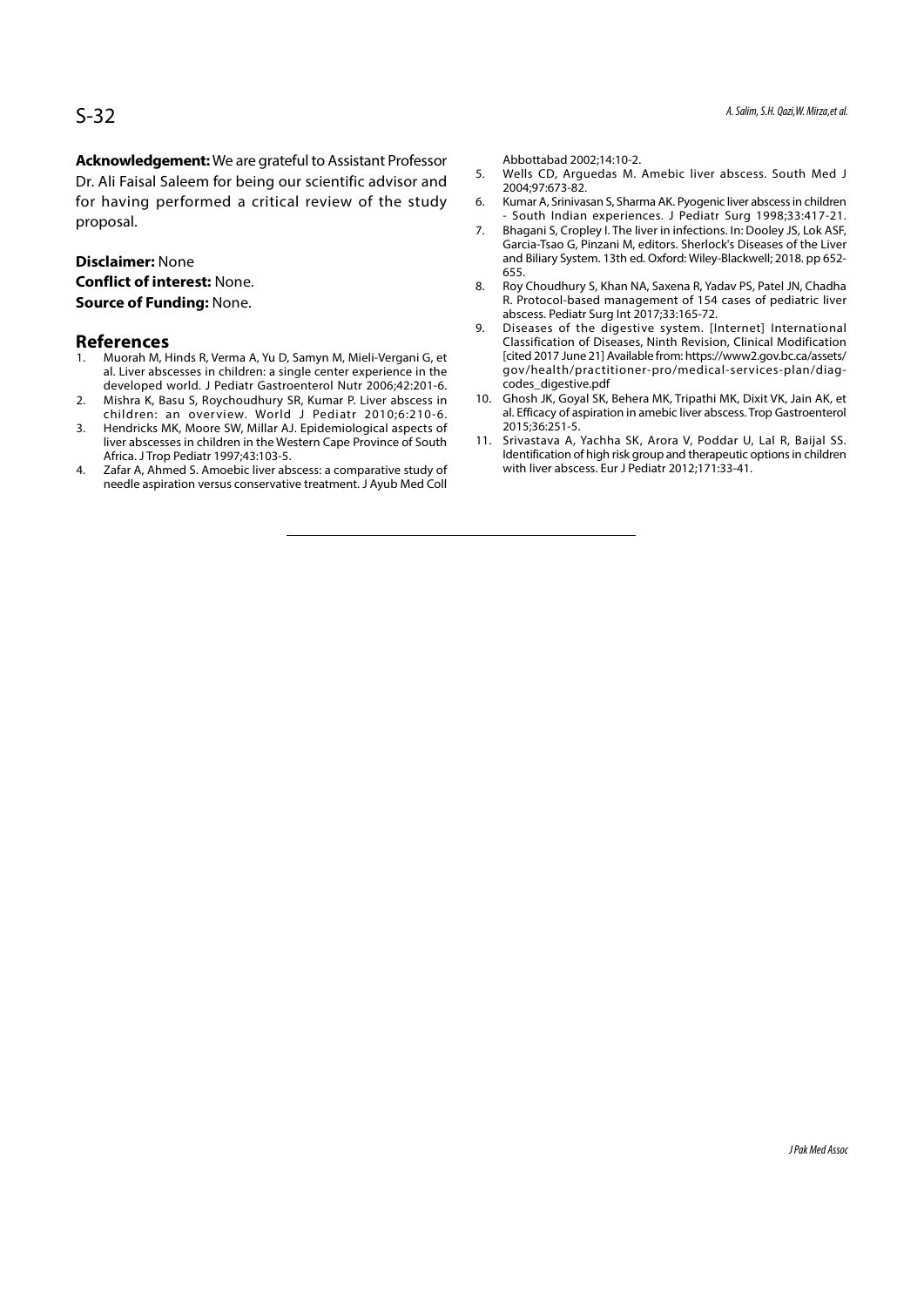**Acknowledgement:** We are grateful to Assistant Professor Dr. Ali Faisal Saleem for being our scientific advisor and for having performed a critical review of the study proposal.

**Disclaimer:** None

**Conflict of interest:** None.

**Source of Funding:** None.

## References

1. Muorah M, Hinds R, Verma A, Yu D, Samyn M, Mieli-Vergani G, et al. Liver abscesses in children: a single center experience in the developed world. J Pediatr Gastroenterol Nutr 2006;42:201-6.
2. Mishra K, Basu S, Roychoudhury SR, Kumar P. Liver abscess in children: an overview. World J Pediatr 2010;6:210-6.
3. Hendricks MK, Moore SW, Millar AJ. Epidemiological aspects of liver abscesses in children in the Western Cape Province of South Africa. J Trop Pediatr 1997;43:103-5.
4. Zafar A, Ahmed S. Amoebic liver abscess: a comparative study of needle aspiration versus conservative treatment. J Ayub Med Coll Abbottabad 2002;14:10-2.
5. Wells CD, Arguedas M. Amebic liver abscess. South Med J 2004;97:673-82.
6. Kumar A, Srinivasan S, Sharma AK. Pyogenic liver abscess in children - South Indian experiences. J Pediatr Surg 1998;33:417-21.
7. Bhagani S, Cropley I. The liver in infections. In: Dooley JS, Lok ASF, Garcia-Tsao G, Pinzani M, editors. Sherlock's Diseases of the Liver and Biliary System. 13th ed. Oxford: Wiley-Blackwell; 2018. pp 652-655.
8. Roy Choudhury S, Khan NA, Saxena R, Yadav PS, Patel JN, Chadha R. Protocol-based management of 154 cases of pediatric liver abscess. Pediatr Surg Int 2017;33:165-72.
9. Diseases of the digestive system. [Internet] International Classification of Diseases, Ninth Revision, Clinical Modification [cited 2017 June 21] Available from: https://www2.gov.bc.ca/assets/gov/health/practitioner-pro/medical-services-plan/diag-codes_digestive.pdf
10. Ghosh JK, Goyal SK, Behera MK, Tripathi MK, Dixit VK, Jain AK, et al. Efficacy of aspiration in amebic liver abscess. Trop Gastroenterol 2015;36:251-5.
11. Srivastava A, Yachha SK, Arora V, Poddar U, Lal R, Baijal SS. Identification of high risk group and therapeutic options in children with liver abscess. Eur J Pediatr 2012;171:33-41.